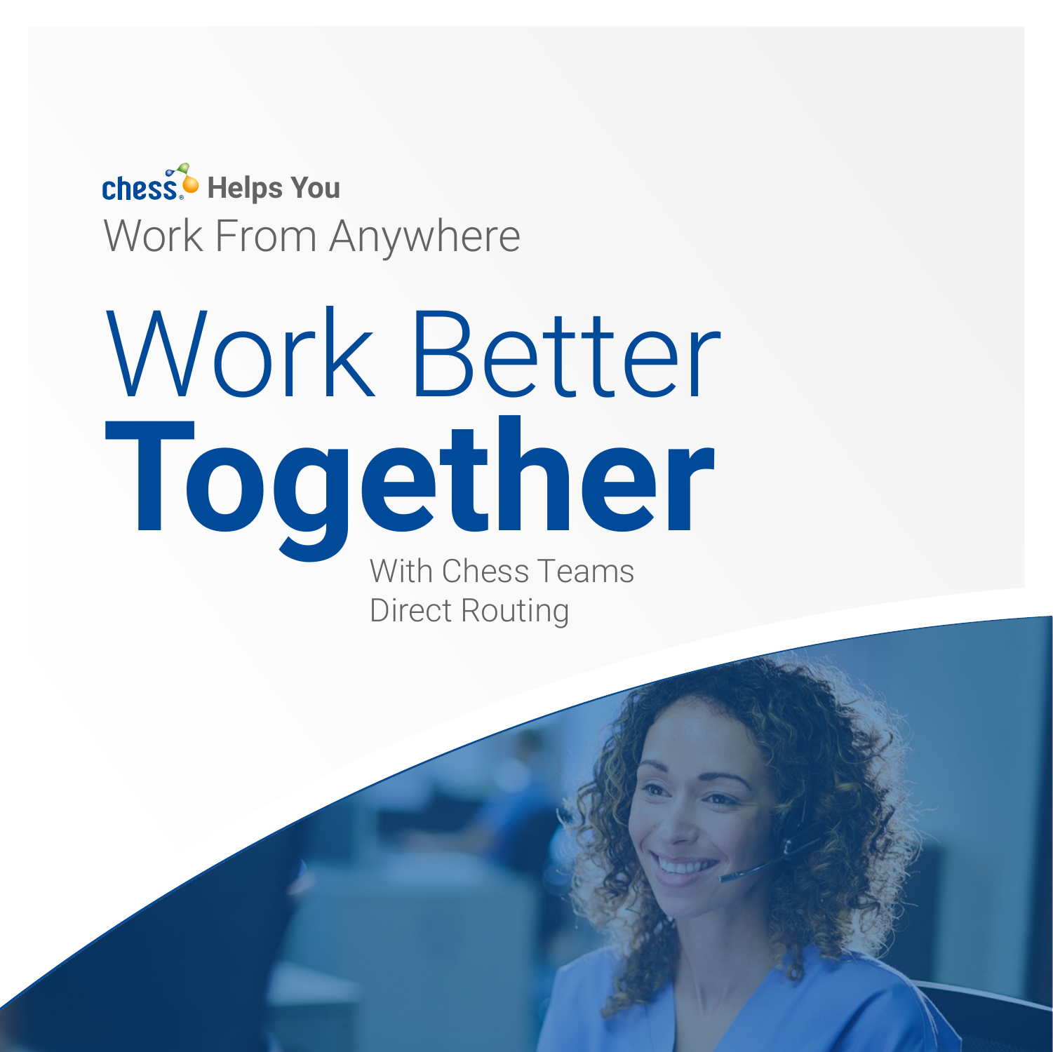chess Helps You

Work From Anywhere

# Work Better **Together**

With Chess Teams Direct Routing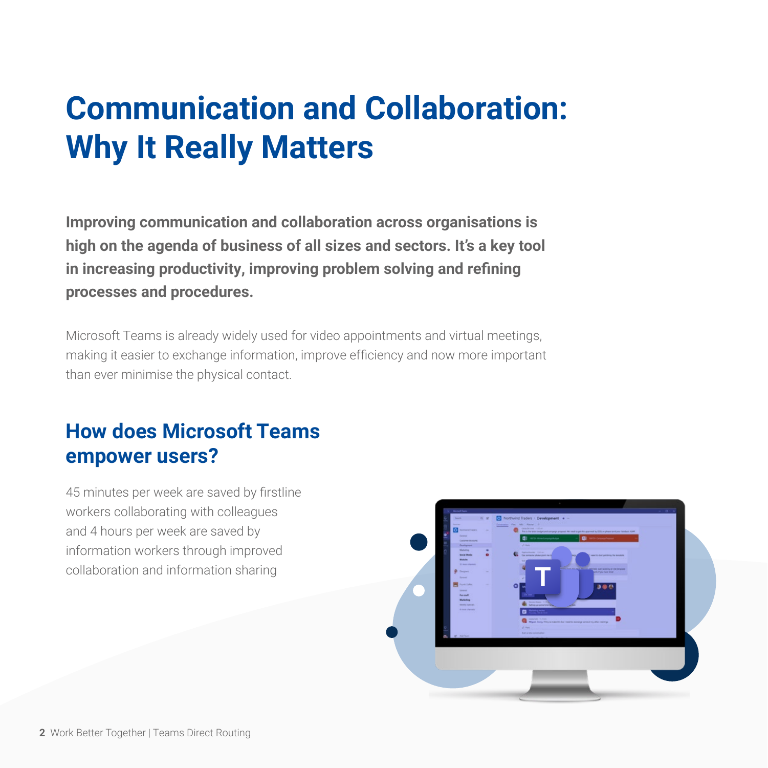# Communication and Collaboration: Why It Really Matters

**Improving communication and collaboration across organisations is high on the agenda of business of all sizes and sectors. It's a key tool in increasing productivity, improving problem solving and refining processes and procedures.**

Microsoft Teams is already widely used for video appointments and virtual meetings, making it easier to exchange information, improve efficiency and now more important than ever minimise the physical contact.

## How does Microsoft Teams empower users?

45 minutes per week are saved by firstline workers collaborating with colleagues and 4 hours per week are saved by information workers through improved collaboration and information sharing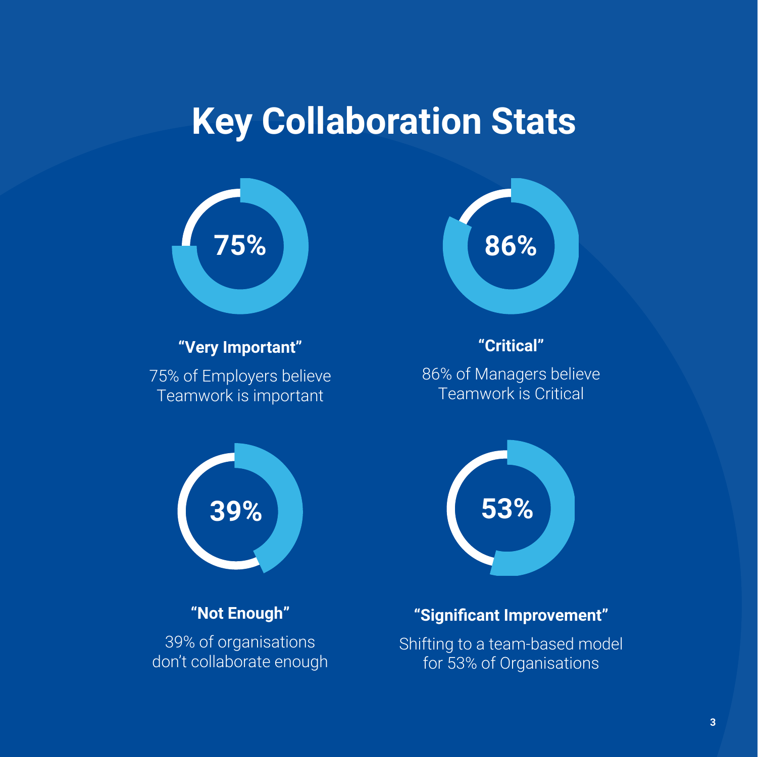# Key Collaboration Stats

**75%**

**"Very Important"**

75% of Employers believe Teamwork is important

**86%**

**"Critical"**

86% of Managers believe Teamwork is Critical

**39%**

**"Not Enough"**

39% of organisations don't collaborate enough

**53%**

**"Significant Improvement"**

Shifting to a team-based model for 53% of Organisations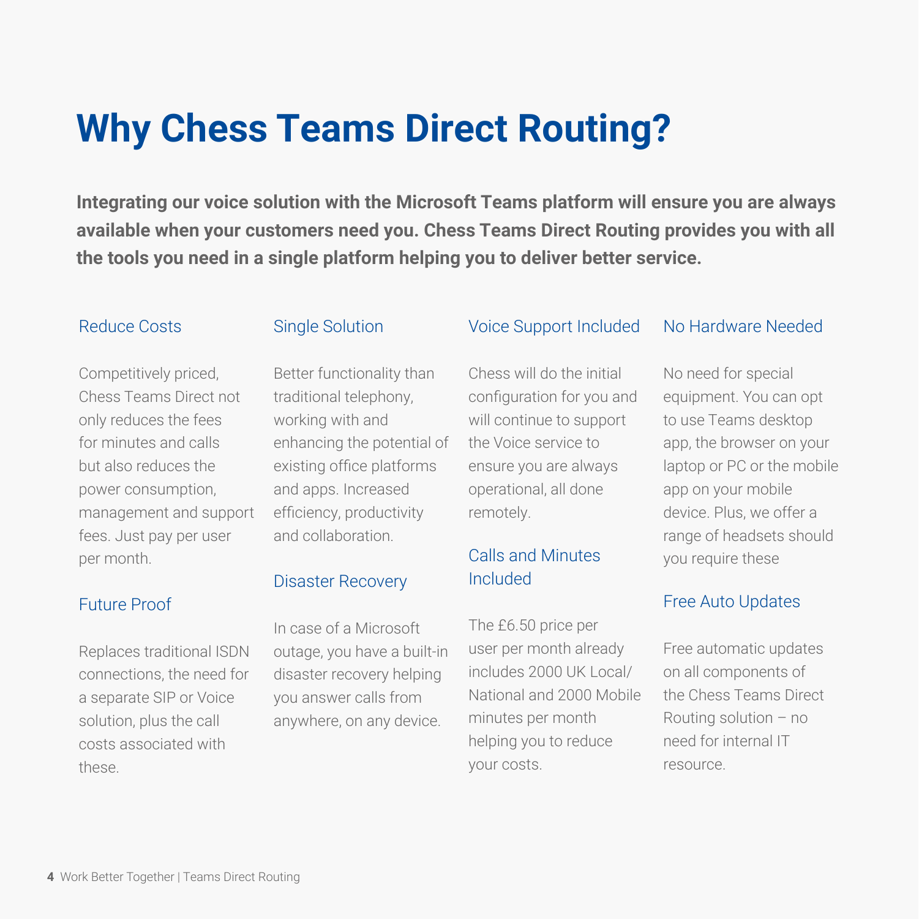# Why Chess Teams Direct Routing?

**Integrating our voice solution with the Microsoft Teams platform will ensure you are always available when your customers need you. Chess Teams Direct Routing provides you with all the tools you need in a single platform helping you to deliver better service.**

### Reduce Costs

Competitively priced, Chess Teams Direct not only reduces the fees for minutes and calls but also reduces the power consumption, management and support fees. Just pay per user per month.

### Future Proof

Replaces traditional ISDN connections, the need for a separate SIP or Voice solution, plus the call costs associated with these.

### Single Solution

Better functionality than traditional telephony, working with and enhancing the potential of existing office platforms and apps. Increased efficiency, productivity and collaboration.

### Disaster Recovery

In case of a Microsoft outage, you have a built-in disaster recovery helping you answer calls from anywhere, on any device.

### Voice Support Included

Chess will do the initial configuration for you and will continue to support the Voice service to ensure you are always operational, all done remotely.

### Calls and Minutes Included

The £6.50 price per user per month already includes 2000 UK Local/ National and 2000 Mobile minutes per month helping you to reduce your costs.

### No Hardware Needed

No need for special equipment. You can opt to use Teams desktop app, the browser on your laptop or PC or the mobile app on your mobile device. Plus, we offer a range of headsets should you require these

### Free Auto Updates

Free automatic updates on all components of the Chess Teams Direct Routing solution – no need for internal IT resource.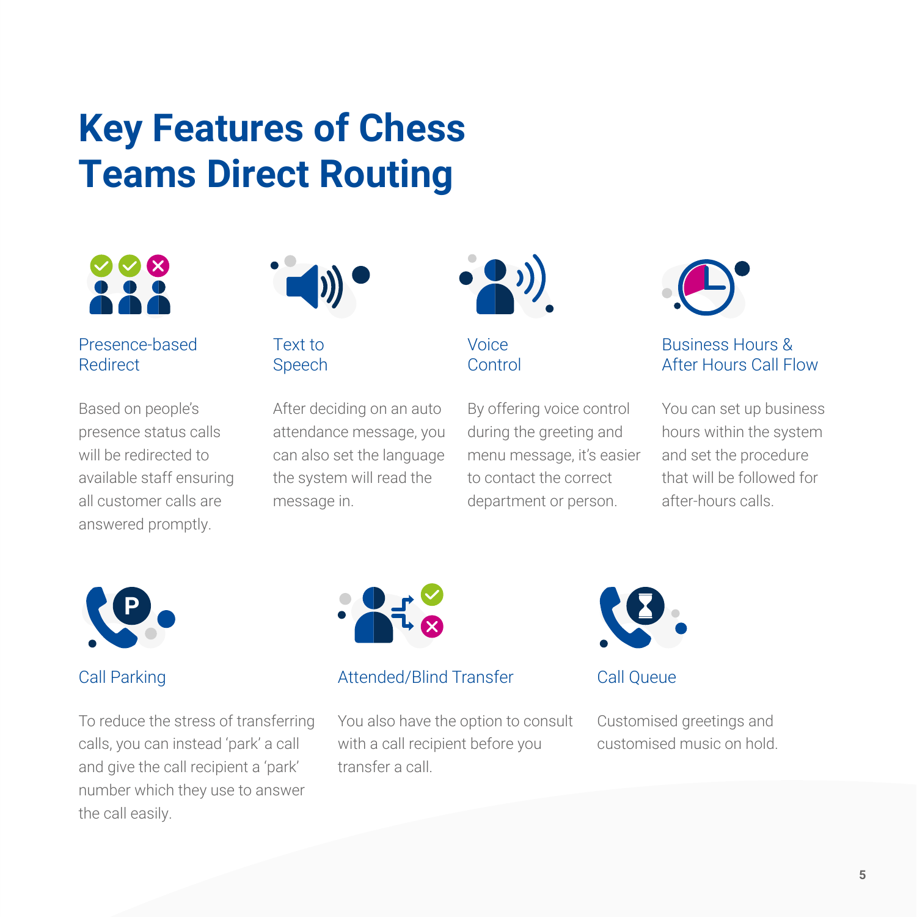# Key Features of Chess Teams Direct Routing

### Presence-based Redirect

Based on people's presence status calls will be redirected to available staff ensuring all customer calls are answered promptly.

### Text to Speech

After deciding on an auto attendance message, you can also set the language the system will read the message in.

### Voice Control

By offering voice control during the greeting and menu message, it's easier to contact the correct department or person.

### Business Hours & After Hours Call Flow

You can set up business hours within the system and set the procedure that will be followed for after-hours calls.

### Call Parking

To reduce the stress of transferring calls, you can instead 'park' a call and give the call recipient a 'park' number which they use to answer the call easily.

### Attended/Blind Transfer

You also have the option to consult with a call recipient before you transfer a call.

### Call Queue

Customised greetings and customised music on hold.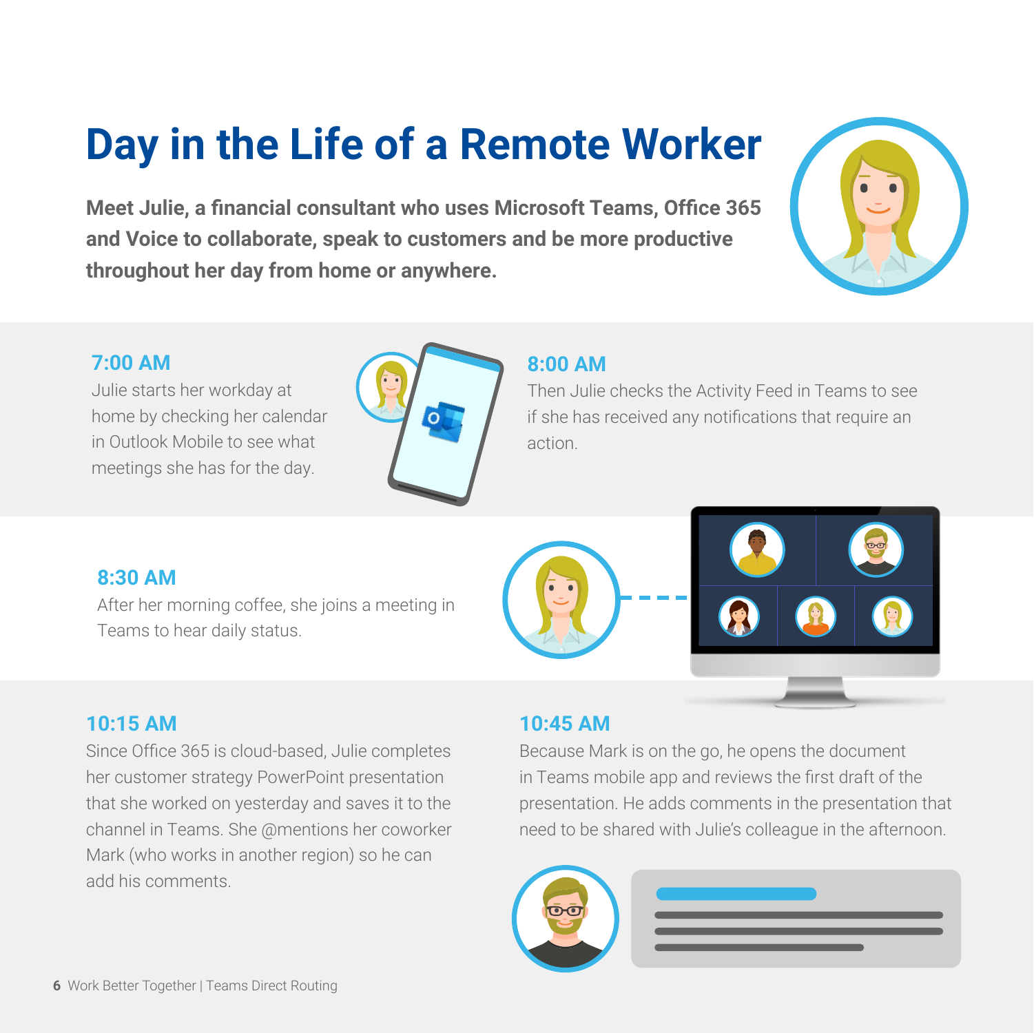# Day in the Life of a Remote Worker

**Meet Julie, a financial consultant who uses Microsoft Teams, Office 365 and Voice to collaborate, speak to customers and be more productive throughout her day from home or anywhere.**

### 7:00 AM

Julie starts her workday at home by checking her calendar in Outlook Mobile to see what meetings she has for the day.

### 8:00 AM

Then Julie checks the Activity Feed in Teams to see if she has received any notifications that require an action.

### 8:30 AM

After her morning coffee, she joins a meeting in Teams to hear daily status.

### 10:15 AM

Since Office 365 is cloud-based, Julie completes her customer strategy PowerPoint presentation that she worked on yesterday and saves it to the channel in Teams. She @mentions her coworker Mark (who works in another region) so he can add his comments.

### 10:45 AM

Because Mark is on the go, he opens the document in Teams mobile app and reviews the first draft of the presentation. He adds comments in the presentation that need to be shared with Julie's colleague in the afternoon.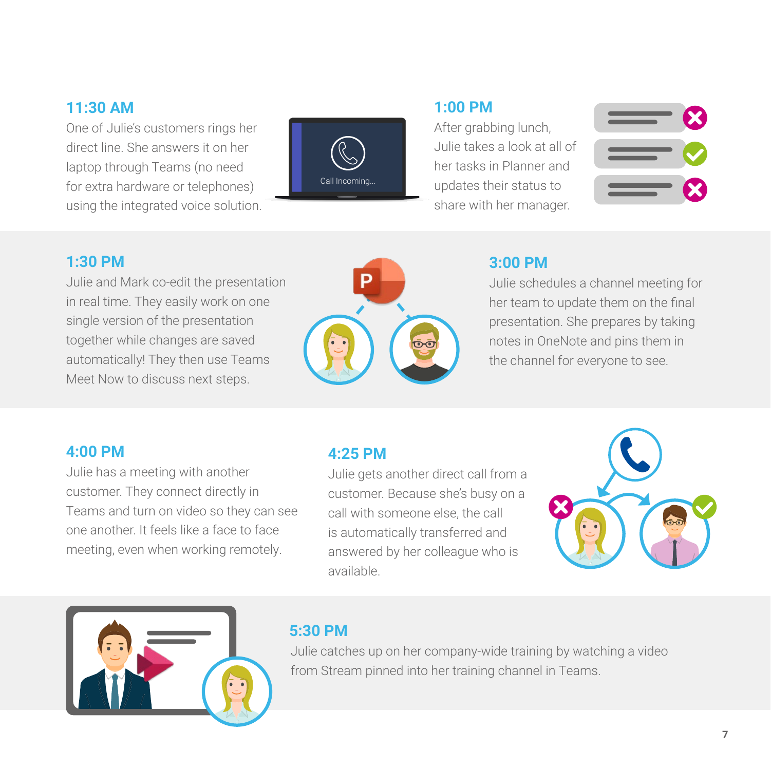### 11:30 AM

One of Julie's customers rings her direct line. She answers it on her laptop through Teams (no need for extra hardware or telephones) using the integrated voice solution.

### 1:00 PM

After grabbing lunch, Julie takes a look at all of her tasks in Planner and updates their status to share with her manager.

### 1:30 PM

Julie and Mark co-edit the presentation in real time. They easily work on one single version of the presentation together while changes are saved automatically! They then use Teams Meet Now to discuss next steps.

### 3:00 PM

Julie schedules a channel meeting for her team to update them on the final presentation. She prepares by taking notes in OneNote and pins them in the channel for everyone to see.

### 4:00 PM

Julie has a meeting with another customer. They connect directly in Teams and turn on video so they can see one another. It feels like a face to face meeting, even when working remotely.

### 4:25 PM

Julie gets another direct call from a customer. Because she's busy on a call with someone else, the call is automatically transferred and answered by her colleague who is available.

### 5:30 PM

Julie catches up on her company-wide training by watching a video from Stream pinned into her training channel in Teams.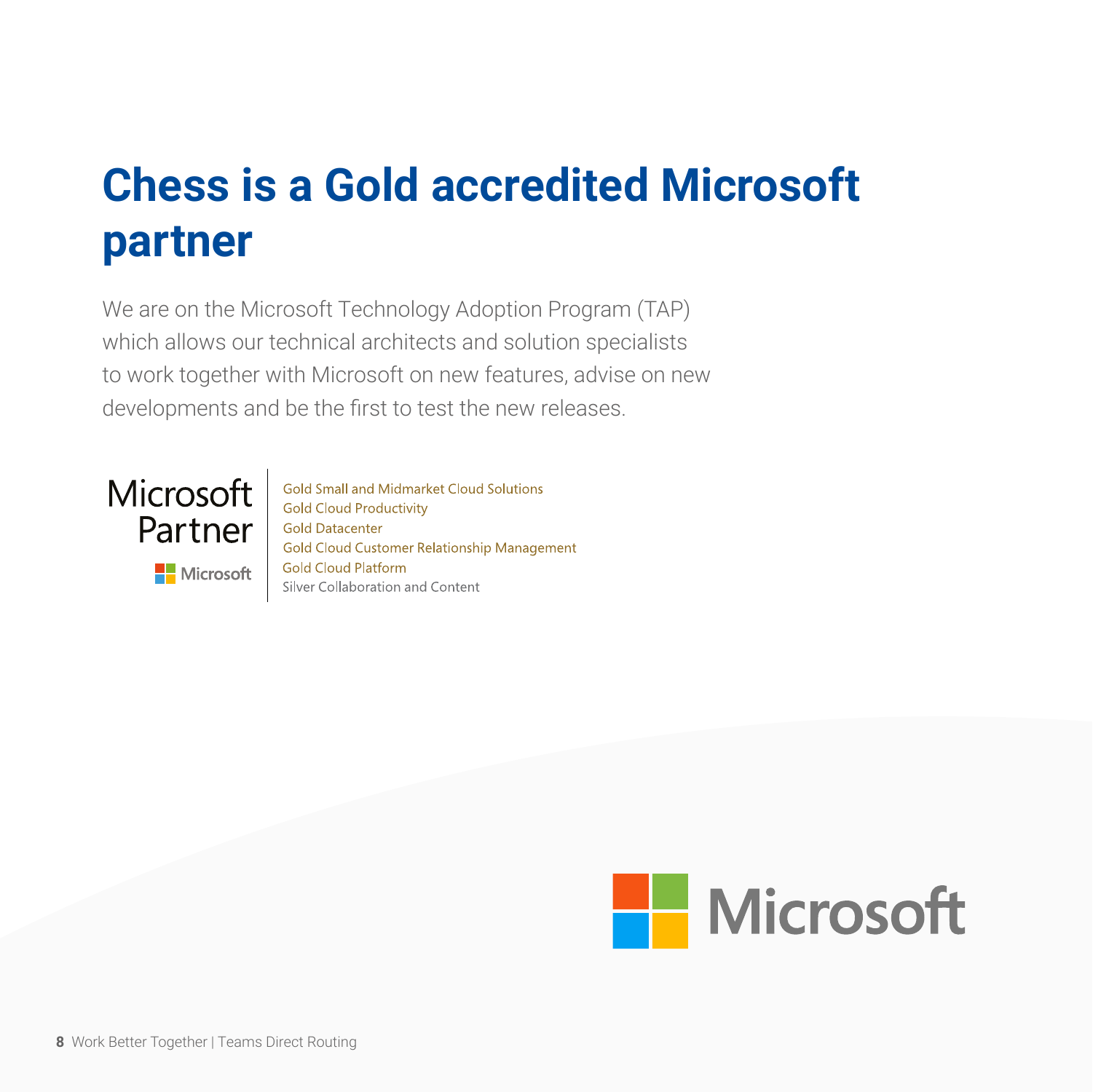# Chess is a Gold accredited Microsoft partner

We are on the Microsoft Technology Adoption Program (TAP) which allows our technical architects and solution specialists to work together with Microsoft on new features, advise on new developments and be the first to test the new releases.

Microsoft Partner

Microsoft

- Gold Small and Midmarket Cloud Solutions
- Gold Cloud Productivity
- Gold Datacenter
- Gold Cloud Customer Relationship Management
- Gold Cloud Platform
- Silver Collaboration and Content

Microsoft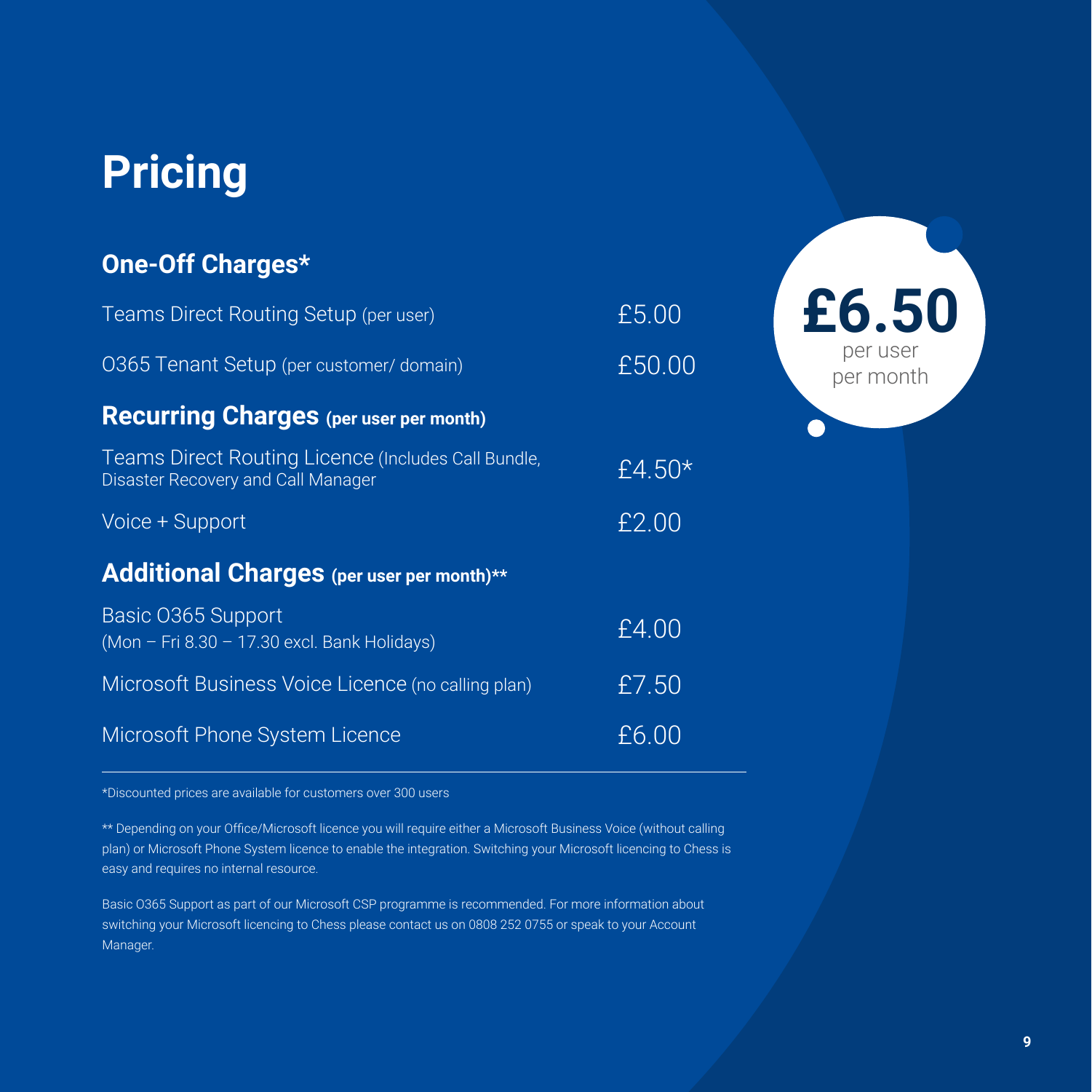# Pricing

## One-Off Charges*

| Item | Price |
|---|---|
| Teams Direct Routing Setup (per user) | £5.00 |
| O365 Tenant Setup (per customer/ domain) | £50.00 |

## Recurring Charges (per user per month)

| Item | Price |
|---|---|
| Teams Direct Routing Licence (Includes Call Bundle, Disaster Recovery and Call Manager | £4.50* |
| Voice + Support | £2.00 |

## Additional Charges (per user per month)**

| Item | Price |
|---|---|
| Basic O365 Support (Mon – Fri 8.30 – 17.30 excl. Bank Holidays) | £4.00 |
| Microsoft Business Voice Licence (no calling plan) | £7.50 |
| Microsoft Phone System Licence | £6.00 |

**£6.50** per user per month

*Discounted prices are available for customers over 300 users

** Depending on your Office/Microsoft licence you will require either a Microsoft Business Voice (without calling plan) or Microsoft Phone System licence to enable the integration. Switching your Microsoft licencing to Chess is easy and requires no internal resource.

Basic O365 Support as part of our Microsoft CSP programme is recommended. For more information about switching your Microsoft licencing to Chess please contact us on 0808 252 0755 or speak to your Account Manager.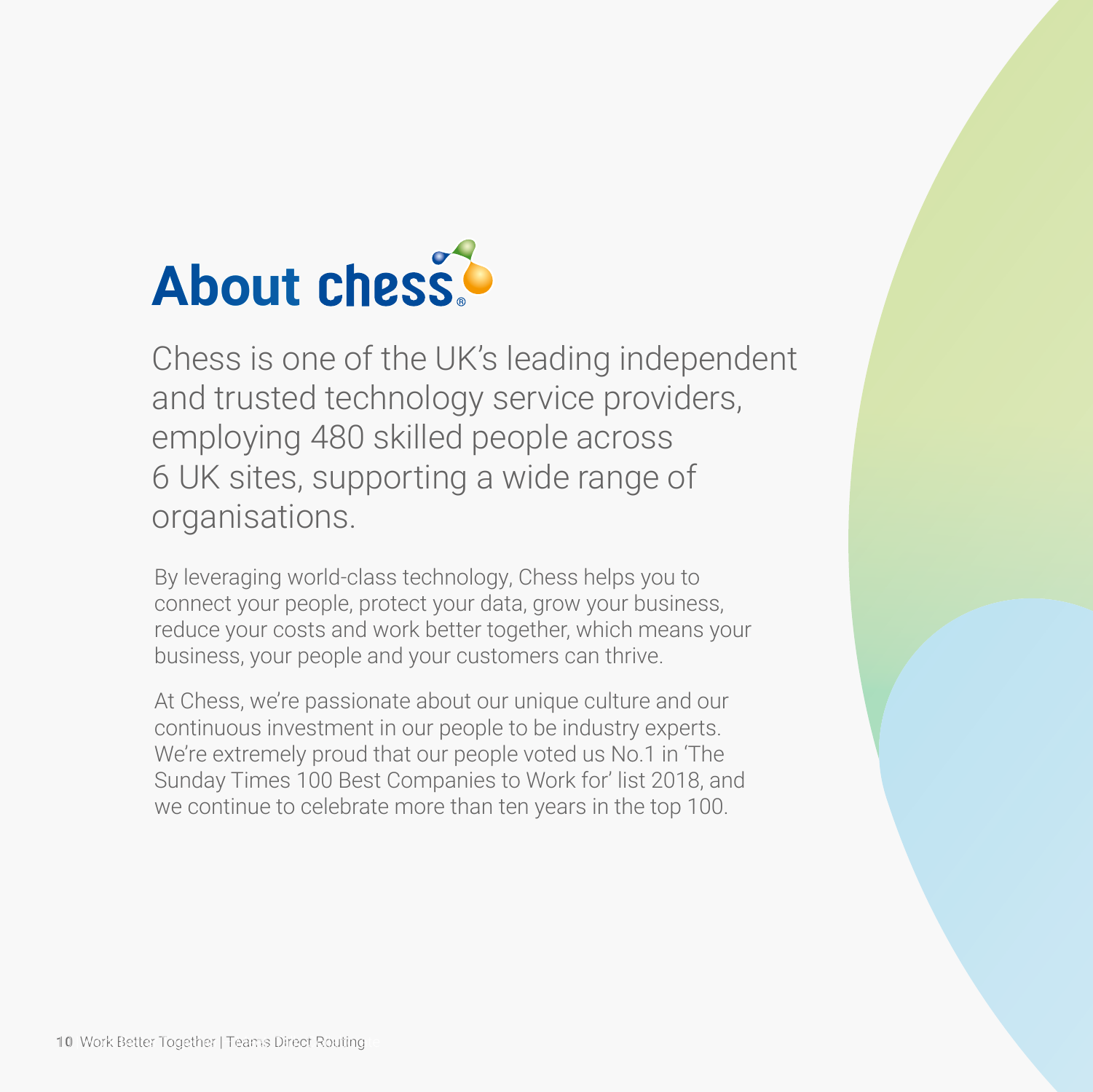# About chess

Chess is one of the UK's leading independent and trusted technology service providers, employing 480 skilled people across 6 UK sites, supporting a wide range of organisations.

By leveraging world-class technology, Chess helps you to connect your people, protect your data, grow your business, reduce your costs and work better together, which means your business, your people and your customers can thrive.

At Chess, we're passionate about our unique culture and our continuous investment in our people to be industry experts. We're extremely proud that our people voted us No.1 in 'The Sunday Times 100 Best Companies to Work for' list 2018, and we continue to celebrate more than ten years in the top 100.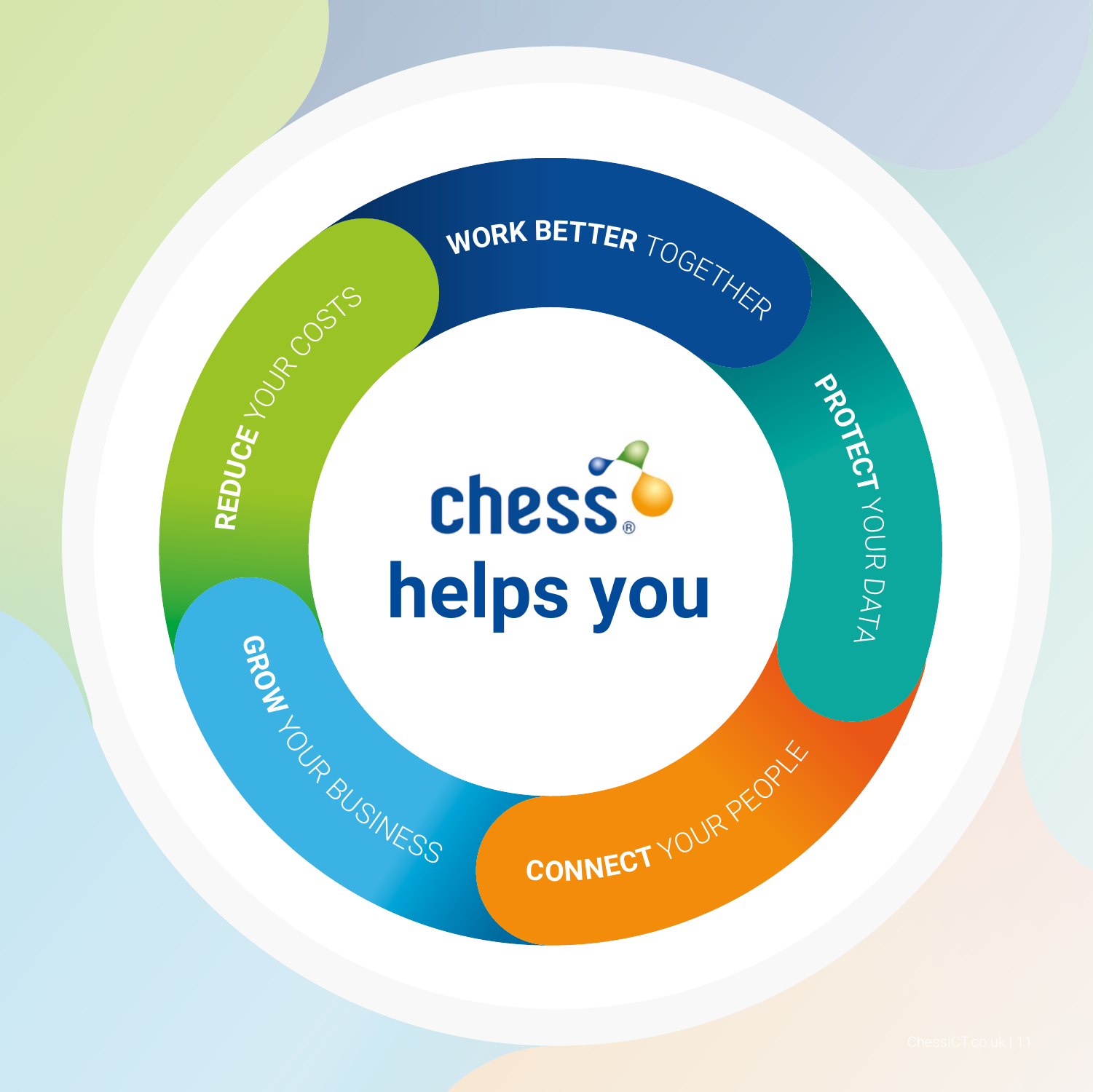# chess helps you

- **WORK BETTER** TOGETHER
- **PROTECT** YOUR DATA
- **CONNECT** YOUR PEOPLE
- **GROW** YOUR BUSINESS
- **REDUCE** YOUR COSTS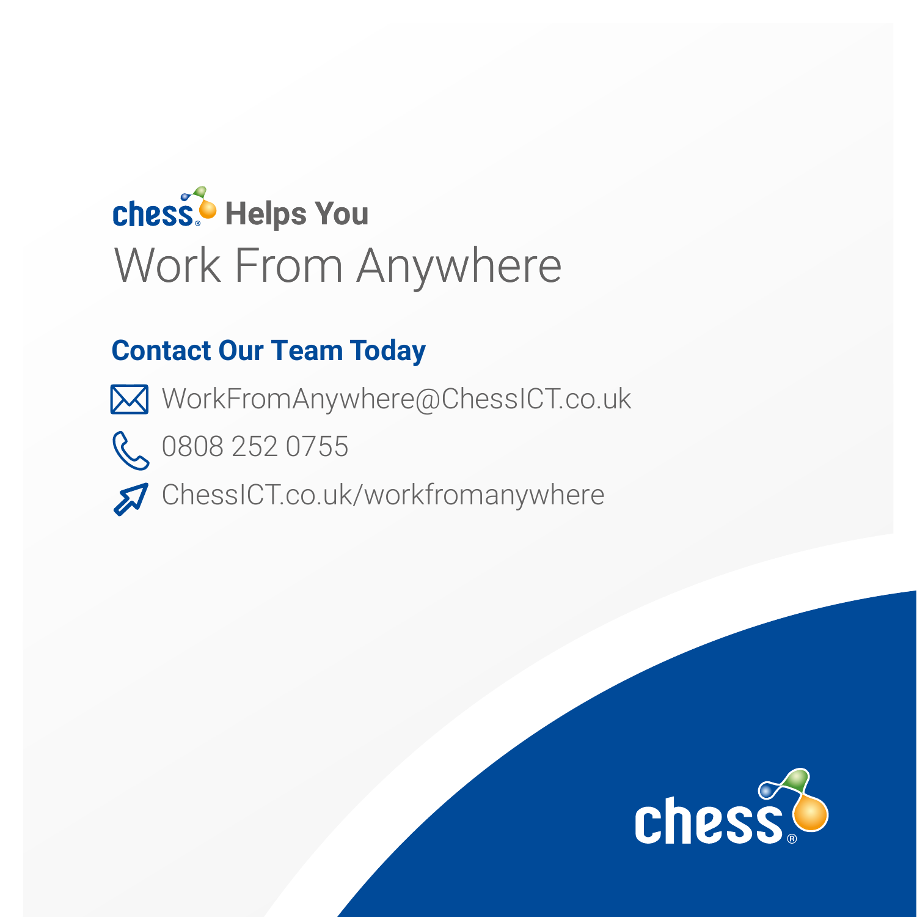# chess Helps You Work From Anywhere

## Contact Our Team Today

WorkFromAnywhere@ChessICT.co.uk

0808 252 0755

ChessICT.co.uk/workfromanywhere

chess